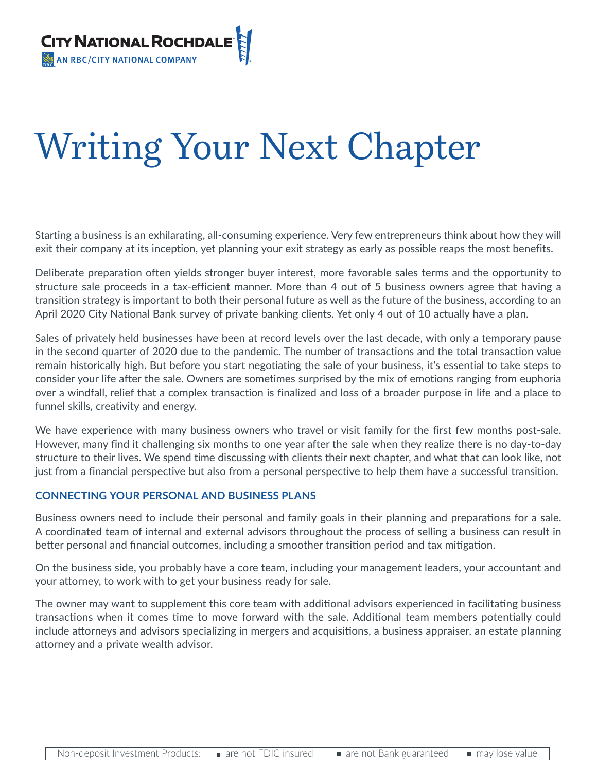CITY NATIONAL ROCHDALE
AN RBC/CITY NATIONAL COMPANY

# Writing Your Next Chapter

Starting a business is an exhilarating, all-consuming experience. Very few entrepreneurs think about how they will exit their company at its inception, yet planning your exit strategy as early as possible reaps the most benefits.

Deliberate preparation often yields stronger buyer interest, more favorable sales terms and the opportunity to structure sale proceeds in a tax-efficient manner. More than 4 out of 5 business owners agree that having a transition strategy is important to both their personal future as well as the future of the business, according to an April 2020 City National Bank survey of private banking clients. Yet only 4 out of 10 actually have a plan.

Sales of privately held businesses have been at record levels over the last decade, with only a temporary pause in the second quarter of 2020 due to the pandemic. The number of transactions and the total transaction value remain historically high. But before you start negotiating the sale of your business, it's essential to take steps to consider your life after the sale. Owners are sometimes surprised by the mix of emotions ranging from euphoria over a windfall, relief that a complex transaction is finalized and loss of a broader purpose in life and a place to funnel skills, creativity and energy.

We have experience with many business owners who travel or visit family for the first few months post-sale. However, many find it challenging six months to one year after the sale when they realize there is no day-to-day structure to their lives. We spend time discussing with clients their next chapter, and what that can look like, not just from a financial perspective but also from a personal perspective to help them have a successful transition.

## CONNECTING YOUR PERSONAL AND BUSINESS PLANS

Business owners need to include their personal and family goals in their planning and preparations for a sale. A coordinated team of internal and external advisors throughout the process of selling a business can result in better personal and financial outcomes, including a smoother transition period and tax mitigation.

On the business side, you probably have a core team, including your management leaders, your accountant and your attorney, to work with to get your business ready for sale.

The owner may want to supplement this core team with additional advisors experienced in facilitating business transactions when it comes time to move forward with the sale. Additional team members potentially could include attorneys and advisors specializing in mergers and acquisitions, a business appraiser, an estate planning attorney and a private wealth advisor.

Non-deposit Investment Products: ■ are not FDIC insured ■ are not Bank guaranteed ■ may lose value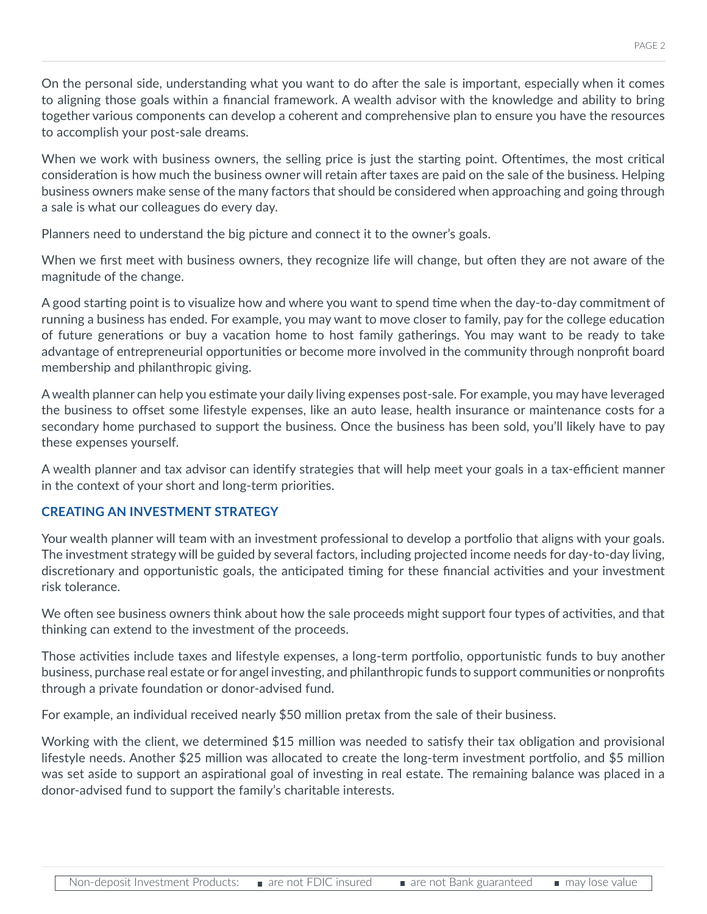On the personal side, understanding what you want to do after the sale is important, especially when it comes to aligning those goals within a financial framework. A wealth advisor with the knowledge and ability to bring together various components can develop a coherent and comprehensive plan to ensure you have the resources to accomplish your post-sale dreams.

When we work with business owners, the selling price is just the starting point. Oftentimes, the most critical consideration is how much the business owner will retain after taxes are paid on the sale of the business. Helping business owners make sense of the many factors that should be considered when approaching and going through a sale is what our colleagues do every day.

Planners need to understand the big picture and connect it to the owner's goals.

When we first meet with business owners, they recognize life will change, but often they are not aware of the magnitude of the change.

A good starting point is to visualize how and where you want to spend time when the day-to-day commitment of running a business has ended. For example, you may want to move closer to family, pay for the college education of future generations or buy a vacation home to host family gatherings. You may want to be ready to take advantage of entrepreneurial opportunities or become more involved in the community through nonprofit board membership and philanthropic giving.

A wealth planner can help you estimate your daily living expenses post-sale. For example, you may have leveraged the business to offset some lifestyle expenses, like an auto lease, health insurance or maintenance costs for a secondary home purchased to support the business. Once the business has been sold, you'll likely have to pay these expenses yourself.

A wealth planner and tax advisor can identify strategies that will help meet your goals in a tax-efficient manner in the context of your short and long-term priorities.

## CREATING AN INVESTMENT STRATEGY

Your wealth planner will team with an investment professional to develop a portfolio that aligns with your goals. The investment strategy will be guided by several factors, including projected income needs for day-to-day living, discretionary and opportunistic goals, the anticipated timing for these financial activities and your investment risk tolerance.

We often see business owners think about how the sale proceeds might support four types of activities, and that thinking can extend to the investment of the proceeds.

Those activities include taxes and lifestyle expenses, a long-term portfolio, opportunistic funds to buy another business, purchase real estate or for angel investing, and philanthropic funds to support communities or nonprofits through a private foundation or donor-advised fund.

For example, an individual received nearly $50 million pretax from the sale of their business.

Working with the client, we determined $15 million was needed to satisfy their tax obligation and provisional lifestyle needs. Another $25 million was allocated to create the long-term investment portfolio, and $5 million was set aside to support an aspirational goal of investing in real estate. The remaining balance was placed in a donor-advised fund to support the family's charitable interests.

Non-deposit Investment Products: ■ are not FDIC insured ■ are not Bank guaranteed ■ may lose value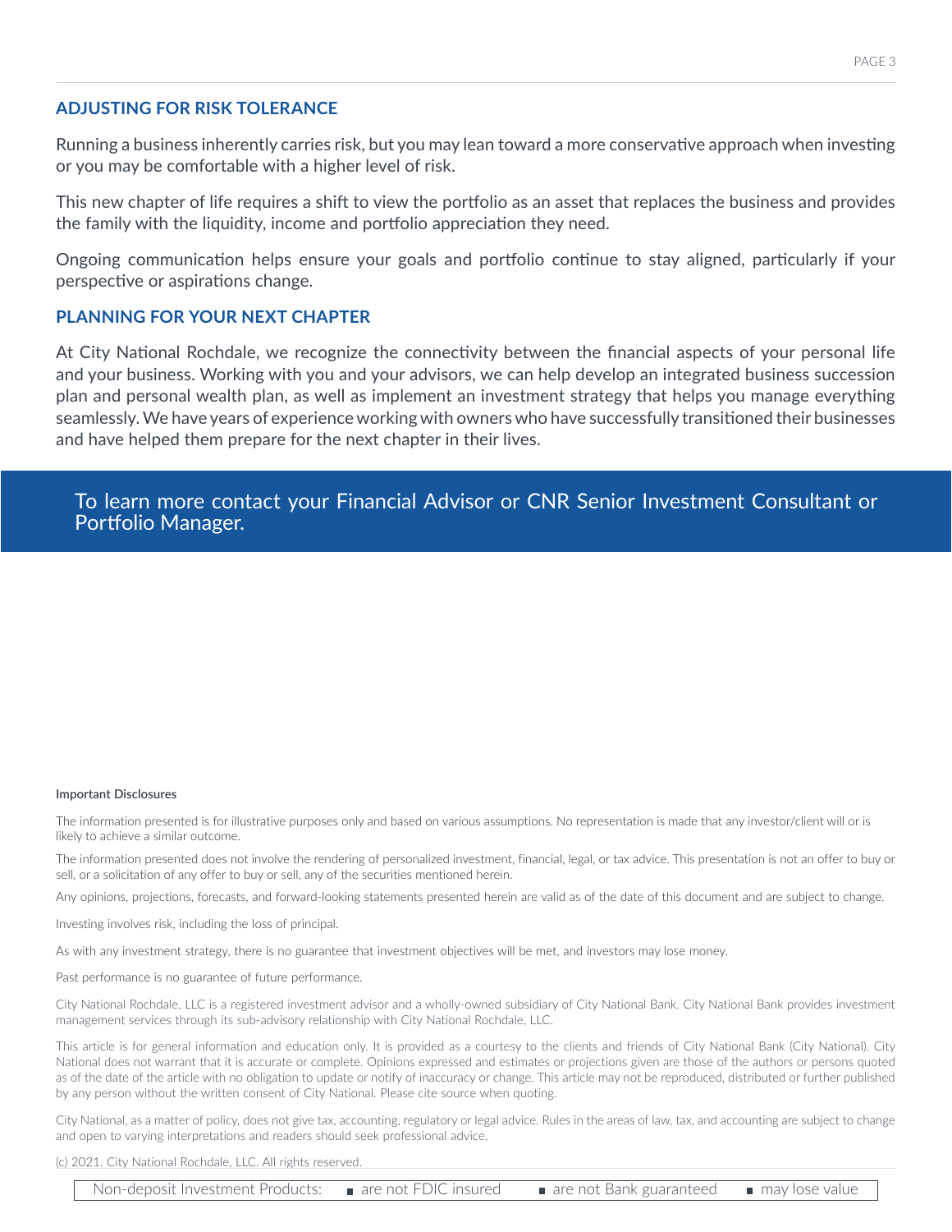## ADJUSTING FOR RISK TOLERANCE

Running a business inherently carries risk, but you may lean toward a more conservative approach when investing or you may be comfortable with a higher level of risk.

This new chapter of life requires a shift to view the portfolio as an asset that replaces the business and provides the family with the liquidity, income and portfolio appreciation they need.

Ongoing communication helps ensure your goals and portfolio continue to stay aligned, particularly if your perspective or aspirations change.

## PLANNING FOR YOUR NEXT CHAPTER

At City National Rochdale, we recognize the connectivity between the financial aspects of your personal life and your business. Working with you and your advisors, we can help develop an integrated business succession plan and personal wealth plan, as well as implement an investment strategy that helps you manage everything seamlessly. We have years of experience working with owners who have successfully transitioned their businesses and have helped them prepare for the next chapter in their lives.

To learn more contact your Financial Advisor or CNR Senior Investment Consultant or Portfolio Manager.

**Important Disclosures**

The information presented is for illustrative purposes only and based on various assumptions. No representation is made that any investor/client will or is likely to achieve a similar outcome.

The information presented does not involve the rendering of personalized investment, financial, legal, or tax advice. This presentation is not an offer to buy or sell, or a solicitation of any offer to buy or sell, any of the securities mentioned herein.

Any opinions, projections, forecasts, and forward-looking statements presented herein are valid as of the date of this document and are subject to change.

Investing involves risk, including the loss of principal.

As with any investment strategy, there is no guarantee that investment objectives will be met, and investors may lose money.

Past performance is no guarantee of future performance.

City National Rochdale, LLC is a registered investment advisor and a wholly-owned subsidiary of City National Bank. City National Bank provides investment management services through its sub-advisory relationship with City National Rochdale, LLC.

This article is for general information and education only. It is provided as a courtesy to the clients and friends of City National Bank (City National). City National does not warrant that it is accurate or complete. Opinions expressed and estimates or projections given are those of the authors or persons quoted as of the date of the article with no obligation to update or notify of inaccuracy or change. This article may not be reproduced, distributed or further published by any person without the written consent of City National. Please cite source when quoting.

City National, as a matter of policy, does not give tax, accounting, regulatory or legal advice. Rules in the areas of law, tax, and accounting are subject to change and open to varying interpretations and readers should seek professional advice.

(c) 2021. City National Rochdale, LLC. All rights reserved.

Non-deposit Investment Products: ▪ are not FDIC insured ▪ are not Bank guaranteed ▪ may lose value